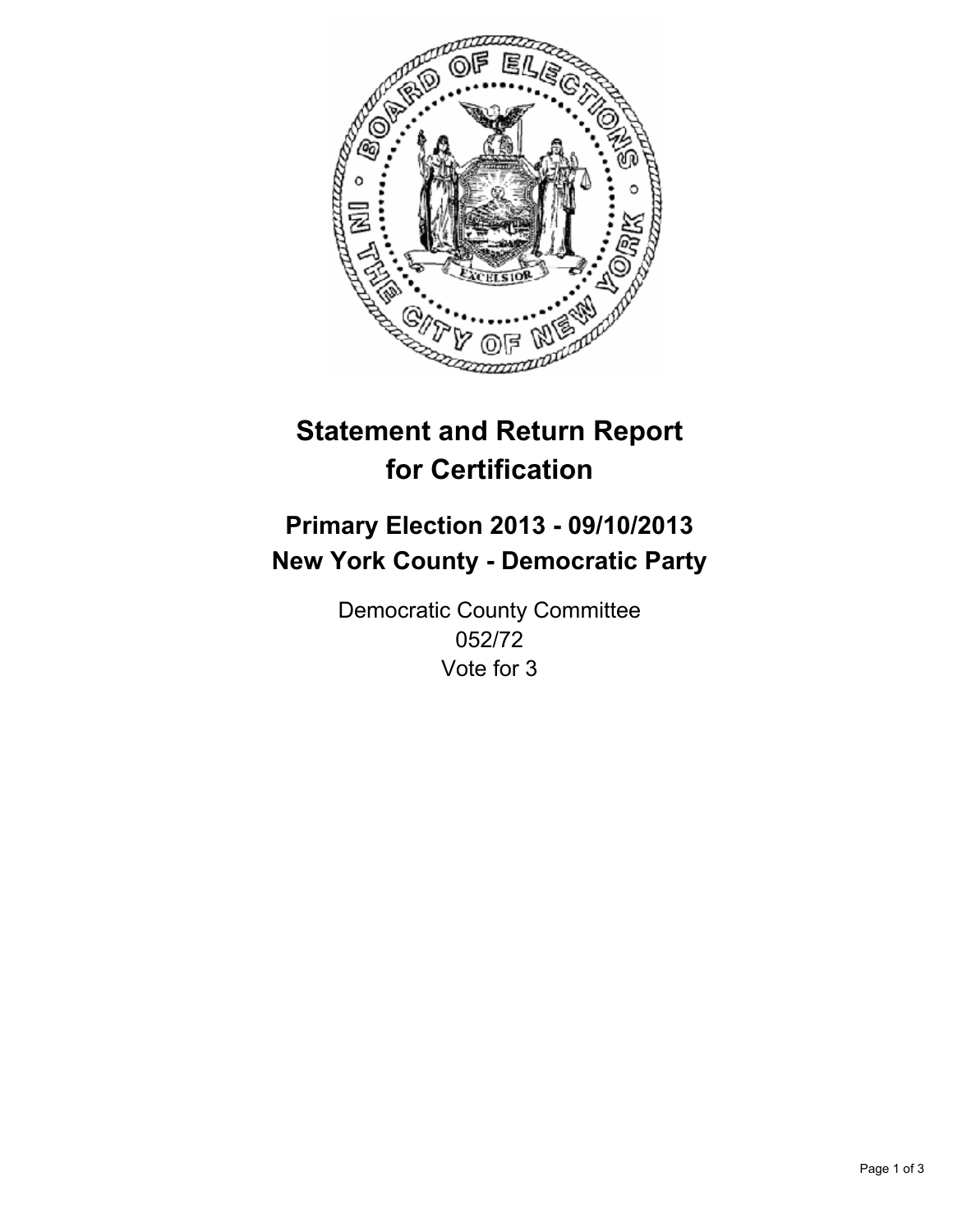# Statement and Return Report for Certification

## Primary Election 2013 - 09/10/2013
## New York County - Democratic Party

Democratic County Committee
052/72
Vote for 3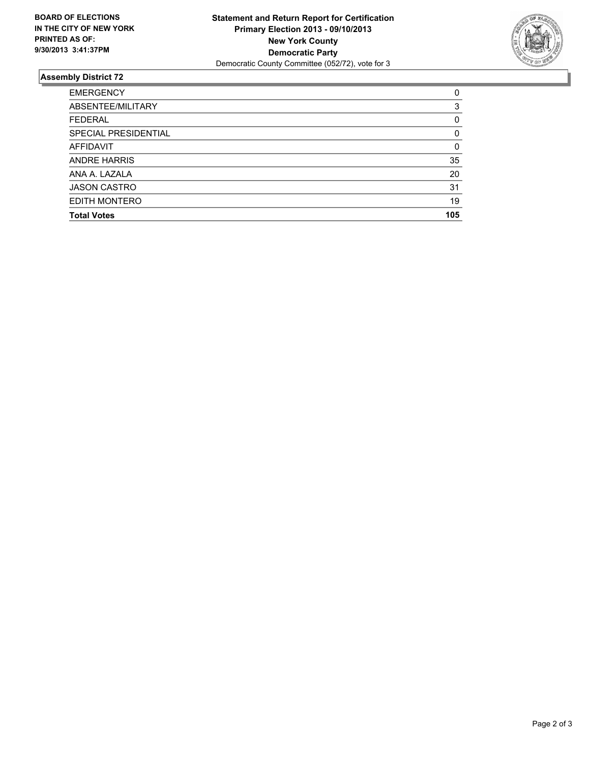**BOARD OF ELECTIONS IN THE CITY OF NEW YORK PRINTED AS OF: 9/30/2013 3:41:37PM**

**Statement and Return Report for Certification**
**Primary Election 2013 - 09/10/2013**
**New York County**
**Democratic Party**
Democratic County Committee (052/72), vote for 3

## Assembly District 72

| | |
|---|---|
| EMERGENCY | 0 |
| ABSENTEE/MILITARY | 3 |
| FEDERAL | 0 |
| SPECIAL PRESIDENTIAL | 0 |
| AFFIDAVIT | 0 |
| ANDRE HARRIS | 35 |
| ANA A. LAZALA | 20 |
| JASON CASTRO | 31 |
| EDITH MONTERO | 19 |
| **Total Votes** | **105** |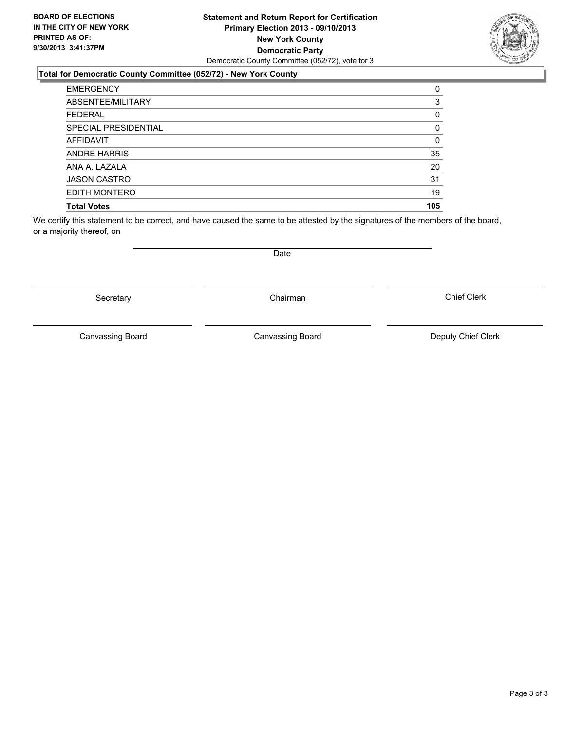**BOARD OF ELECTIONS**
**IN THE CITY OF NEW YORK**
**PRINTED AS OF:**
**9/30/2013 3:41:37PM**

**Statement and Return Report for Certification**
**Primary Election 2013 - 09/10/2013**
**New York County**
**Democratic Party**
Democratic County Committee (052/72), vote for 3

### Total for Democratic County Committee (052/72) - New York County

| | |
|---|---|
| EMERGENCY | 0 |
| ABSENTEE/MILITARY | 3 |
| FEDERAL | 0 |
| SPECIAL PRESIDENTIAL | 0 |
| AFFIDAVIT | 0 |
| ANDRE HARRIS | 35 |
| ANA A. LAZALA | 20 |
| JASON CASTRO | 31 |
| EDITH MONTERO | 19 |
| **Total Votes** | **105** |

We certify this statement to be correct, and have caused the same to be attested by the signatures of the members of the board, or a majority thereof, on

Date

Secretary | Chairman | Chief Clerk

Canvassing Board | Canvassing Board | Deputy Chief Clerk